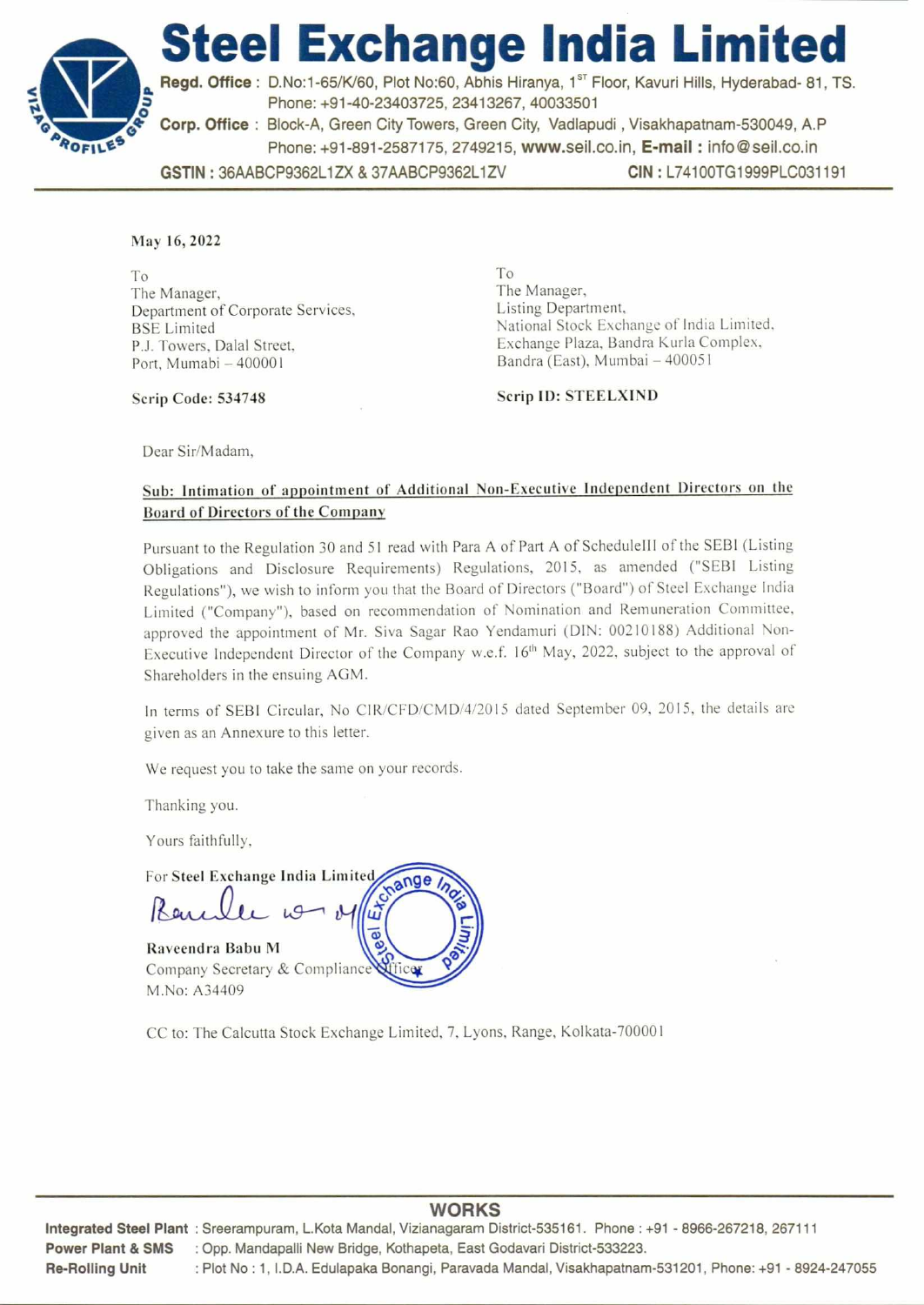# Steel Exchange India Limited

**Regd. Office :** D.No:1-65/K/60, Plot No:60, Abhis Hiranya, 1ST Floor, Kavuri Hills, Hyderabad- 81, TS.
Phone: +91-40-23403725, 23413267, 40033501

**Corp. Office :** Block-A, Green City Towers, Green City, Vadlapudi , Visakhapatnam-530049, A.P
Phone: +91-891-2587175, 2749215, **www.seil.co.in**, **E-mail :** info@seil.co.in

**GSTIN :** 36AABCP9362L1ZX & 37AABCP9362L1ZV **CIN :** L74100TG1999PLC031191

---

**May 16, 2022**

To
The Manager,
Department of Corporate Services,
BSE Limited
P.J. Towers, Dalal Street,
Port, Mumabi – 400001

**Scrip Code: 534748**

To
The Manager,
Listing Department,
National Stock Exchange of India Limited,
Exchange Plaza, Bandra Kurla Complex,
Bandra (East), Mumbai – 400051

**Scrip ID: STEELXIND**

Dear Sir/Madam,

**Sub: Intimation of appointment of Additional Non-Executive Independent Directors on the Board of Directors of the Company**

Pursuant to the Regulation 30 and 51 read with Para A of Part A of ScheduleIII of the SEBI (Listing Obligations and Disclosure Requirements) Regulations, 2015, as amended ("SEBI Listing Regulations"), we wish to inform you that the Board of Directors ("Board") of Steel Exchange India Limited ("Company"), based on recommendation of Nomination and Remuneration Committee, approved the appointment of Mr. Siva Sagar Rao Yendamuri (DIN: 00210188) Additional Non-Executive Independent Director of the Company w.e.f. 16th May, 2022, subject to the approval of Shareholders in the ensuing AGM.

In terms of SEBI Circular, No CIR/CFD/CMD/4/2015 dated September 09, 2015, the details are given as an Annexure to this letter.

We request you to take the same on your records.

Thanking you.

Yours faithfully,

For **Steel Exchange India Limited**

**Raveendra Babu M**
Company Secretary & Compliance Officer
M.No: A34409

CC to: The Calcutta Stock Exchange Limited, 7, Lyons, Range, Kolkata-700001

---

**WORKS**

**Integrated Steel Plant** : Sreerampuram, L.Kota Mandal, Vizianagaram District-535161. Phone : +91 - 8966-267218, 267111
**Power Plant & SMS** : Opp. Mandapalli New Bridge, Kothapeta, East Godavari District-533223.
**Re-Rolling Unit** : Plot No : 1, I.D.A. Edulapaka Bonangi, Paravada Mandal, Visakhapatnam-531201, Phone: +91 - 8924-247055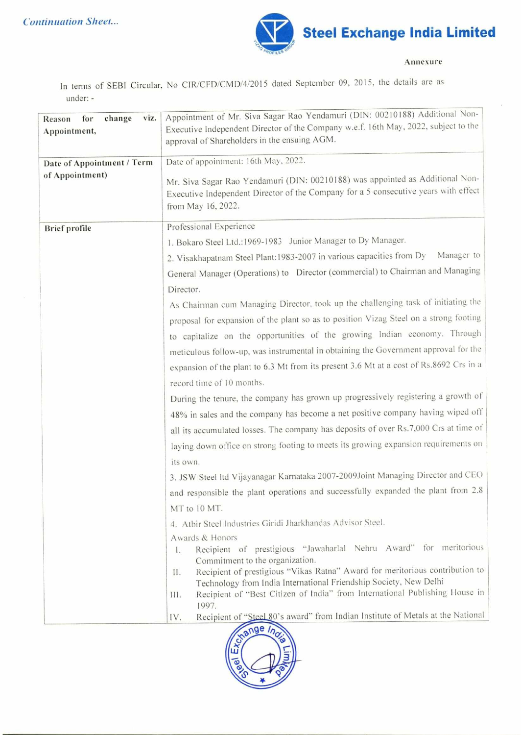*Continuation Sheet...*

**Steel Exchange India Limited**

**Annexure**

In terms of SEBI Circular, No CIR/CFD/CMD/4/2015 dated September 09, 2015, the details are as under: -

| **Reason for change viz. Appointment,** | Appointment of Mr. Siva Sagar Rao Yendamuri (DIN: 00210188) Additional Non-Executive Independent Director of the Company w.e.f. 16th May, 2022, subject to the approval of Shareholders in the ensuing AGM. |
|---|---|
| **Date of Appointment / Term of Appointment)** | Date of appointment: 16th May, 2022.<br><br>Mr. Siva Sagar Rao Yendamuri (DIN: 00210188) was appointed as Additional Non-Executive Independent Director of the Company for a 5 consecutive years with effect from May 16, 2022. |
| **Brief profile** | Professional Experience<br>1. Bokaro Steel Ltd.:1969-1983 Junior Manager to Dy Manager.<br>2. Visakhapatnam Steel Plant:1983-2007 in various capacities from Dy Manager to General Manager (Operations) to Director (commercial) to Chairman and Managing Director.<br>As Chairman cum Managing Director, took up the challenging task of initiating the proposal for expansion of the plant so as to position Vizag Steel on a strong footing to capitalize on the opportunities of the growing Indian economy. Through meticulous follow-up, was instrumental in obtaining the Government approval for the expansion of the plant to 6.3 Mt from its present 3.6 Mt at a cost of Rs.8692 Crs in a record time of 10 months.<br>During the tenure, the company has grown up progressively registering a growth of 48% in sales and the company has become a net positive company having wiped off all its accumulated losses. The company has deposits of over Rs.7,000 Crs at time of laying down office on strong footing to meets its growing expansion requirements on its own.<br>3. JSW Steel ltd Vijayanagar Karnataka 2007-2009Joint Managing Director and CEO and responsible the plant operations and successfully expanded the plant from 2.8 MT to 10 MT.<br>4. Atbir Steel Industries Giridi Jharkhandas Advisor Steel.<br>Awards & Honors<br>I. Recipient of prestigious "Jawaharlal Nehru Award" for meritorious Commitment to the organization.<br>II. Recipient of prestigious "Vikas Ratna" Award for meritorious contribution to Technology from India International Friendship Society, New Delhi<br>III. Recipient of "Best Citizen of India" from International Publishing House in 1997.<br>IV. Recipient of "Steel 80's award" from Indian Institute of Metals at the National |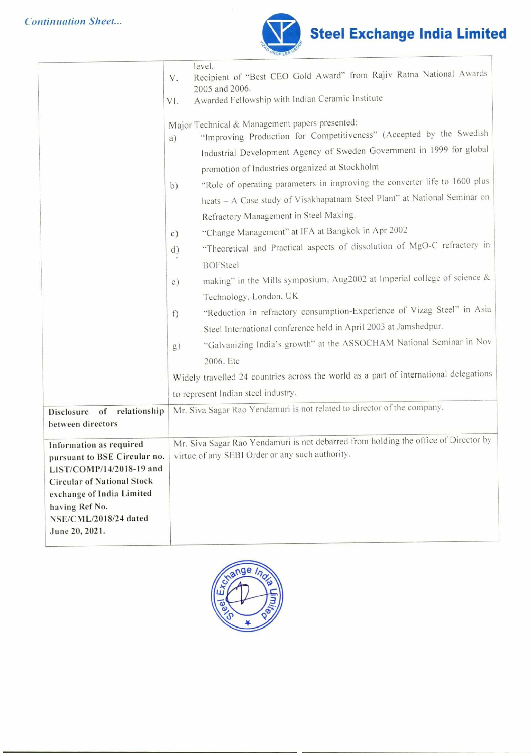| | |
|---|---|
| | level.<br>V. Recipient of "Best CEO Gold Award" from Rajiv Ratna National Awards 2005 and 2006.<br>VI. Awarded Fellowship with Indian Ceramic Institute<br><br>Major Technical & Management papers presented:<br>a) "Improving Production for Competitiveness" (Accepted by the Swedish Industrial Development Agency of Sweden Government in 1999 for global promotion of Industries organized at Stockholm<br>b) "Role of operating parameters in improving the converter life to 1600 plus heats – A Case study of Visakhapatnam Steel Plant" at National Seminar on Refractory Management in Steel Making.<br>c) "Change Management" at IFA at Bangkok in Apr 2002<br>d) "Theoretical and Practical aspects of dissolution of MgO-C refractory in BOFSteel<br>e) making" in the Mills symposium, Aug2002 at Imperial college of science & Technology, London, UK<br>f) "Reduction in refractory consumption-Experience of Vizag Steel" in Asia Steel International conference held in April 2003 at Jamshedpur.<br>g) "Galvanizing India's growth" at the ASSOCHAM National Seminar in Nov 2006. Etc<br><br>Widely travelled 24 countries across the world as a part of international delegations to represent Indian steel industry. |
| **Disclosure of relationship between directors** | Mr. Siva Sagar Rao Yendamuri is not related to director of the company. |
| **Information as required pursuant to BSE Circular no. LIST/COMP/14/2018-19 and Circular of National Stock exchange of India Limited having Ref No. NSE/CML/2018/24 dated June 20, 2021.** | Mr. Siva Sagar Rao Yendamuri is not debarred from holding the office of Director by virtue of any SEBI Order or any such authority. |